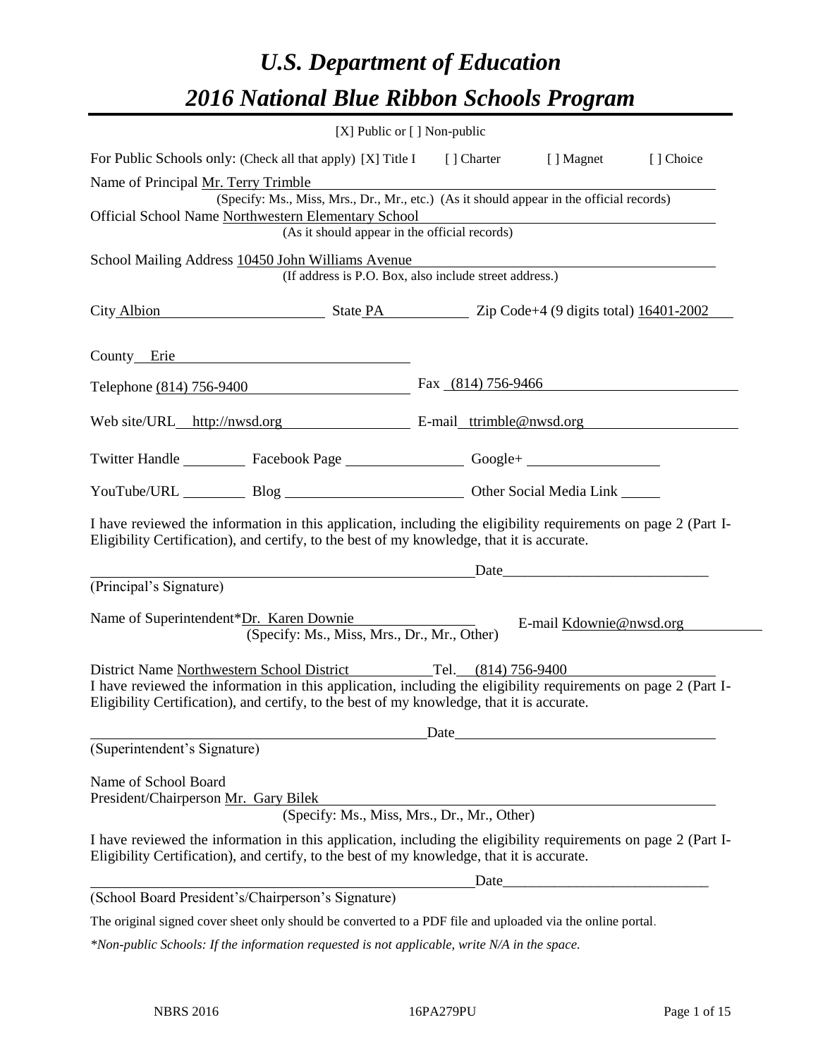// U.S. Department of Education

# *U.S. Department of Education*

# *2016 National Blue Ribbon Schools Program*

[X] Public or [ ] Non-public

For Public Schools only: (Check all that apply) [X] Title I [ ] Charter [ ] Magnet [ ] Choice

Name of Principal Mr. Terry Trimble
(Specify: Ms., Miss, Mrs., Dr., Mr., etc.) (As it should appear in the official records)

Official School Name Northwestern Elementary School
(As it should appear in the official records)

School Mailing Address 10450 John Williams Avenue
(If address is P.O. Box, also include street address.)

City Albion State PA Zip Code+4 (9 digits total) 16401-2002

County Erie

Telephone (814) 756-9400 Fax (814) 756-9466

Web site/URL http://nwsd.org E-mail ttrimble@nwsd.org

Twitter Handle ________ Facebook Page ________ Google+ ________

YouTube/URL ________ Blog ________ Other Social Media Link ________

I have reviewed the information in this application, including the eligibility requirements on page 2 (Part I-Eligibility Certification), and certify, to the best of my knowledge, that it is accurate.

_____________________________ Date_____________________________
(Principal's Signature)

Name of Superintendent*Dr. Karen Downie E-mail Kdownie@nwsd.org
(Specify: Ms., Miss, Mrs., Dr., Mr., Other)

District Name Northwestern School District Tel. (814) 756-9400

I have reviewed the information in this application, including the eligibility requirements on page 2 (Part I-Eligibility Certification), and certify, to the best of my knowledge, that it is accurate.

_____________________________ Date_____________________________
(Superintendent's Signature)

Name of School Board
President/Chairperson Mr. Gary Bilek
(Specify: Ms., Miss, Mrs., Dr., Mr., Other)

I have reviewed the information in this application, including the eligibility requirements on page 2 (Part I-Eligibility Certification), and certify, to the best of my knowledge, that it is accurate.

_____________________________ Date_____________________________
(School Board President's/Chairperson's Signature)

The original signed cover sheet only should be converted to a PDF file and uploaded via the online portal.

*\*Non-public Schools: If the information requested is not applicable, write N/A in the space.*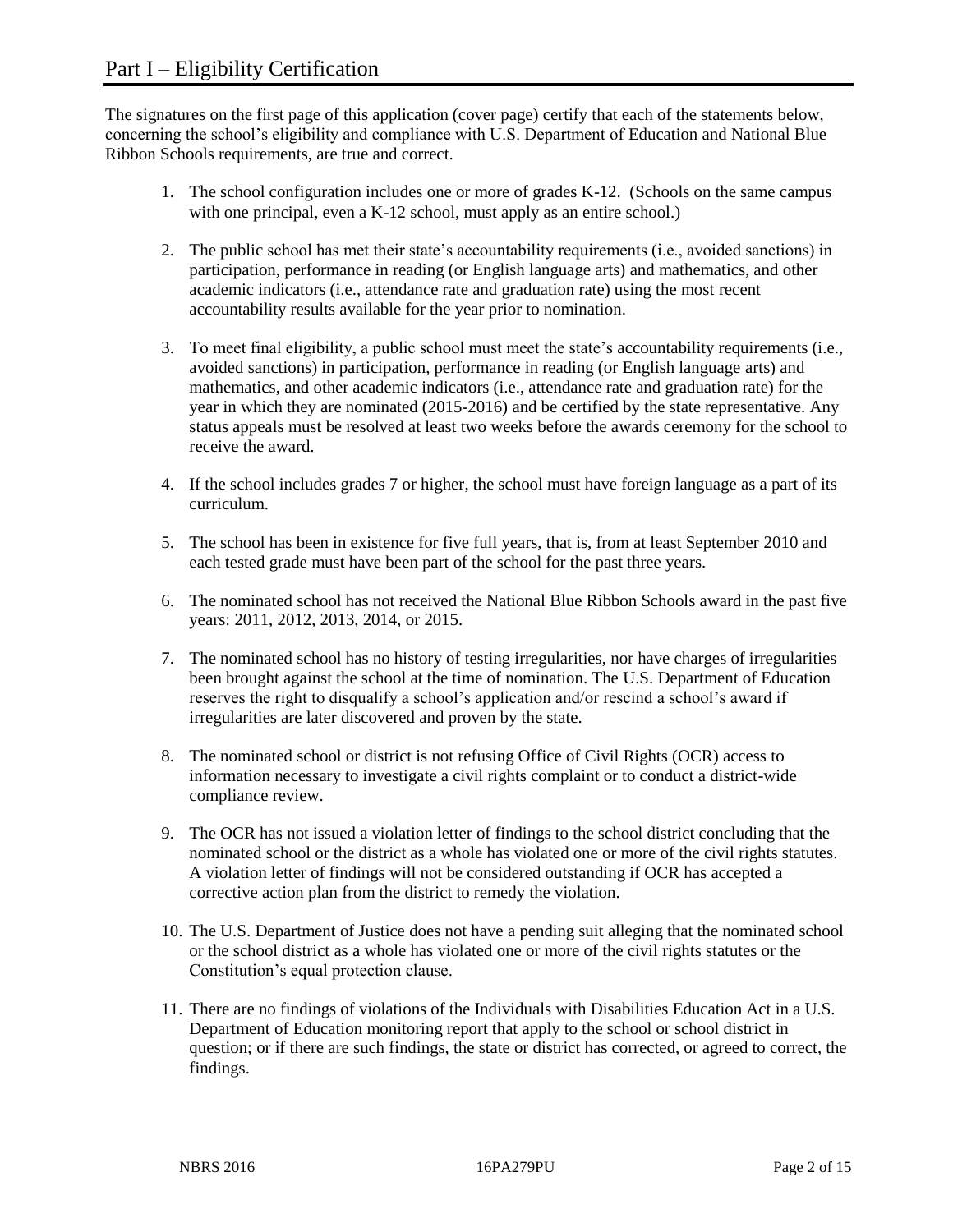# Part I – Eligibility Certification

The signatures on the first page of this application (cover page) certify that each of the statements below, concerning the school's eligibility and compliance with U.S. Department of Education and National Blue Ribbon Schools requirements, are true and correct.

1. The school configuration includes one or more of grades K-12. (Schools on the same campus with one principal, even a K-12 school, must apply as an entire school.)

2. The public school has met their state's accountability requirements (i.e., avoided sanctions) in participation, performance in reading (or English language arts) and mathematics, and other academic indicators (i.e., attendance rate and graduation rate) using the most recent accountability results available for the year prior to nomination.

3. To meet final eligibility, a public school must meet the state's accountability requirements (i.e., avoided sanctions) in participation, performance in reading (or English language arts) and mathematics, and other academic indicators (i.e., attendance rate and graduation rate) for the year in which they are nominated (2015-2016) and be certified by the state representative. Any status appeals must be resolved at least two weeks before the awards ceremony for the school to receive the award.

4. If the school includes grades 7 or higher, the school must have foreign language as a part of its curriculum.

5. The school has been in existence for five full years, that is, from at least September 2010 and each tested grade must have been part of the school for the past three years.

6. The nominated school has not received the National Blue Ribbon Schools award in the past five years: 2011, 2012, 2013, 2014, or 2015.

7. The nominated school has no history of testing irregularities, nor have charges of irregularities been brought against the school at the time of nomination. The U.S. Department of Education reserves the right to disqualify a school's application and/or rescind a school's award if irregularities are later discovered and proven by the state.

8. The nominated school or district is not refusing Office of Civil Rights (OCR) access to information necessary to investigate a civil rights complaint or to conduct a district-wide compliance review.

9. The OCR has not issued a violation letter of findings to the school district concluding that the nominated school or the district as a whole has violated one or more of the civil rights statutes. A violation letter of findings will not be considered outstanding if OCR has accepted a corrective action plan from the district to remedy the violation.

10. The U.S. Department of Justice does not have a pending suit alleging that the nominated school or the school district as a whole has violated one or more of the civil rights statutes or the Constitution's equal protection clause.

11. There are no findings of violations of the Individuals with Disabilities Education Act in a U.S. Department of Education monitoring report that apply to the school or school district in question; or if there are such findings, the state or district has corrected, or agreed to correct, the findings.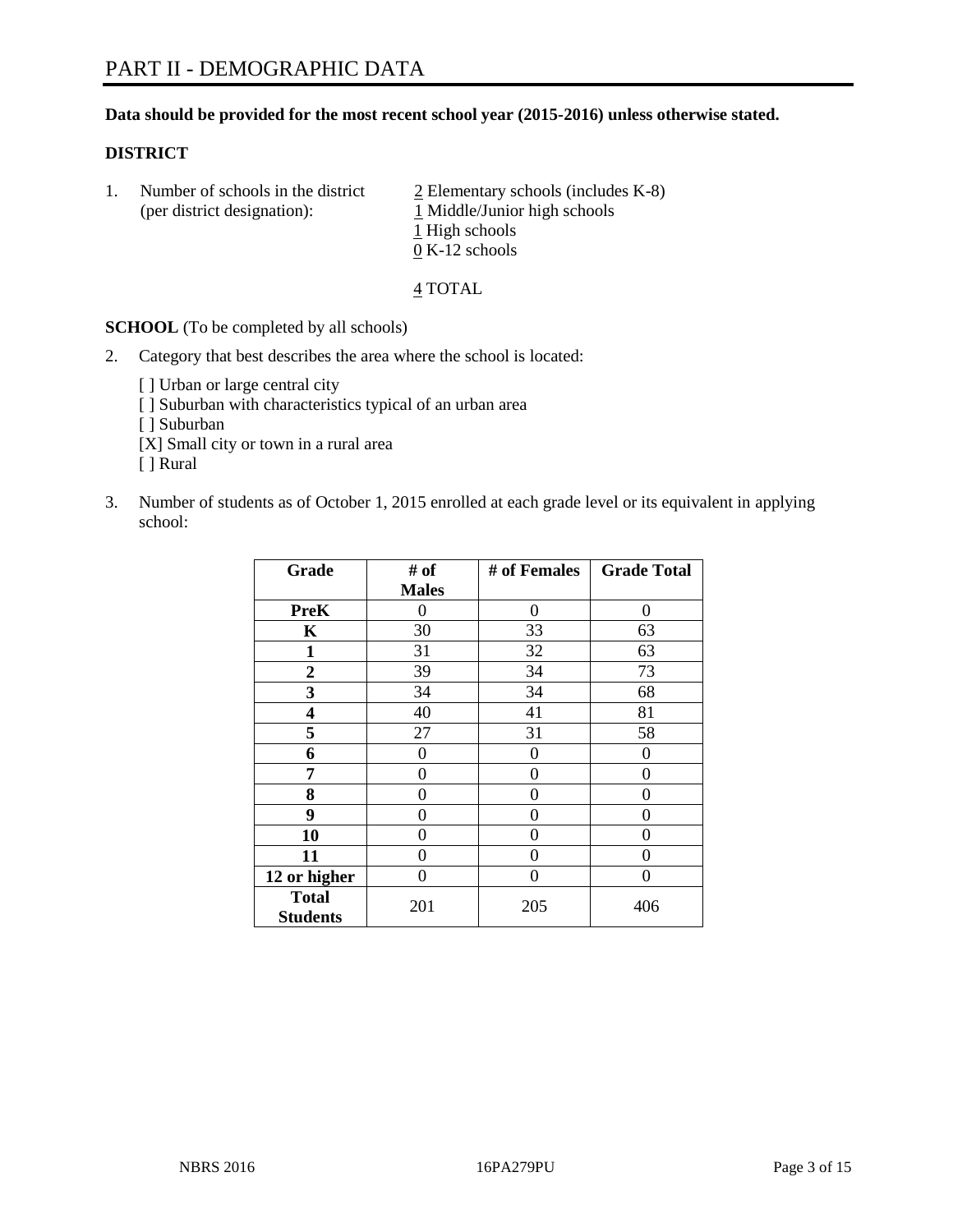# PART II - DEMOGRAPHIC DATA

**Data should be provided for the most recent school year (2015-2016) unless otherwise stated.**

**DISTRICT**

1. Number of schools in the district (per district designation):
   2 Elementary schools (includes K-8)
   1 Middle/Junior high schools
   1 High schools
   0 K-12 schools

   4 TOTAL

**SCHOOL** (To be completed by all schools)

2. Category that best describes the area where the school is located:

   [ ] Urban or large central city
   [ ] Suburban with characteristics typical of an urban area
   [ ] Suburban
   [X] Small city or town in a rural area
   [ ] Rural

3. Number of students as of October 1, 2015 enrolled at each grade level or its equivalent in applying school:

| Grade | # of Males | # of Females | Grade Total |
|---|---|---|---|
| **PreK** | 0 | 0 | 0 |
| **K** | 30 | 33 | 63 |
| **1** | 31 | 32 | 63 |
| **2** | 39 | 34 | 73 |
| **3** | 34 | 34 | 68 |
| **4** | 40 | 41 | 81 |
| **5** | 27 | 31 | 58 |
| **6** | 0 | 0 | 0 |
| **7** | 0 | 0 | 0 |
| **8** | 0 | 0 | 0 |
| **9** | 0 | 0 | 0 |
| **10** | 0 | 0 | 0 |
| **11** | 0 | 0 | 0 |
| **12 or higher** | 0 | 0 | 0 |
| **Total Students** | 201 | 205 | 406 |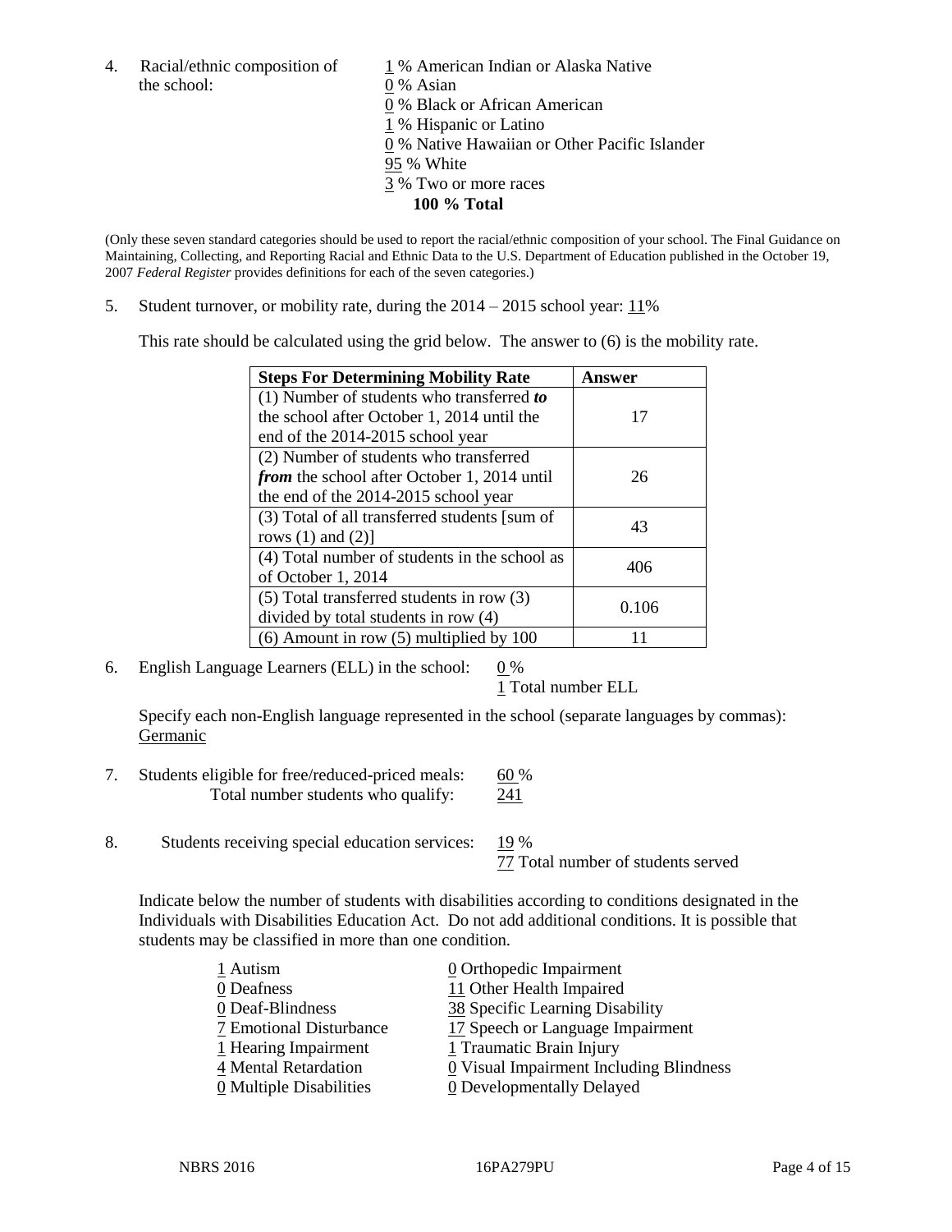4. Racial/ethnic composition of the school:

1 % American Indian or Alaska Native
0 % Asian
0 % Black or African American
1 % Hispanic or Latino
0 % Native Hawaiian or Other Pacific Islander
95 % White
3 % Two or more races
**100 % Total**

(Only these seven standard categories should be used to report the racial/ethnic composition of your school. The Final Guidance on Maintaining, Collecting, and Reporting Racial and Ethnic Data to the U.S. Department of Education published in the October 19, 2007 *Federal Register* provides definitions for each of the seven categories.)

5. Student turnover, or mobility rate, during the 2014 – 2015 school year: 11%

This rate should be calculated using the grid below. The answer to (6) is the mobility rate.

| **Steps For Determining Mobility Rate** | **Answer** |
|---|---|
| (1) Number of students who transferred ***to*** the school after October 1, 2014 until the end of the 2014-2015 school year | 17 |
| (2) Number of students who transferred ***from*** the school after October 1, 2014 until the end of the 2014-2015 school year | 26 |
| (3) Total of all transferred students [sum of rows (1) and (2)] | 43 |
| (4) Total number of students in the school as of October 1, 2014 | 406 |
| (5) Total transferred students in row (3) divided by total students in row (4) | 0.106 |
| (6) Amount in row (5) multiplied by 100 | 11 |

6. English Language Learners (ELL) in the school: 0 %
1 Total number ELL

Specify each non-English language represented in the school (separate languages by commas):
Germanic

7. Students eligible for free/reduced-priced meals: 60 %
Total number students who qualify: 241

8. Students receiving special education services: 19 %
77 Total number of students served

Indicate below the number of students with disabilities according to conditions designated in the Individuals with Disabilities Education Act. Do not add additional conditions. It is possible that students may be classified in more than one condition.

1 Autism
0 Deafness
0 Deaf-Blindness
7 Emotional Disturbance
1 Hearing Impairment
4 Mental Retardation
0 Multiple Disabilities
0 Orthopedic Impairment
11 Other Health Impaired
38 Specific Learning Disability
17 Speech or Language Impairment
1 Traumatic Brain Injury
0 Visual Impairment Including Blindness
0 Developmentally Delayed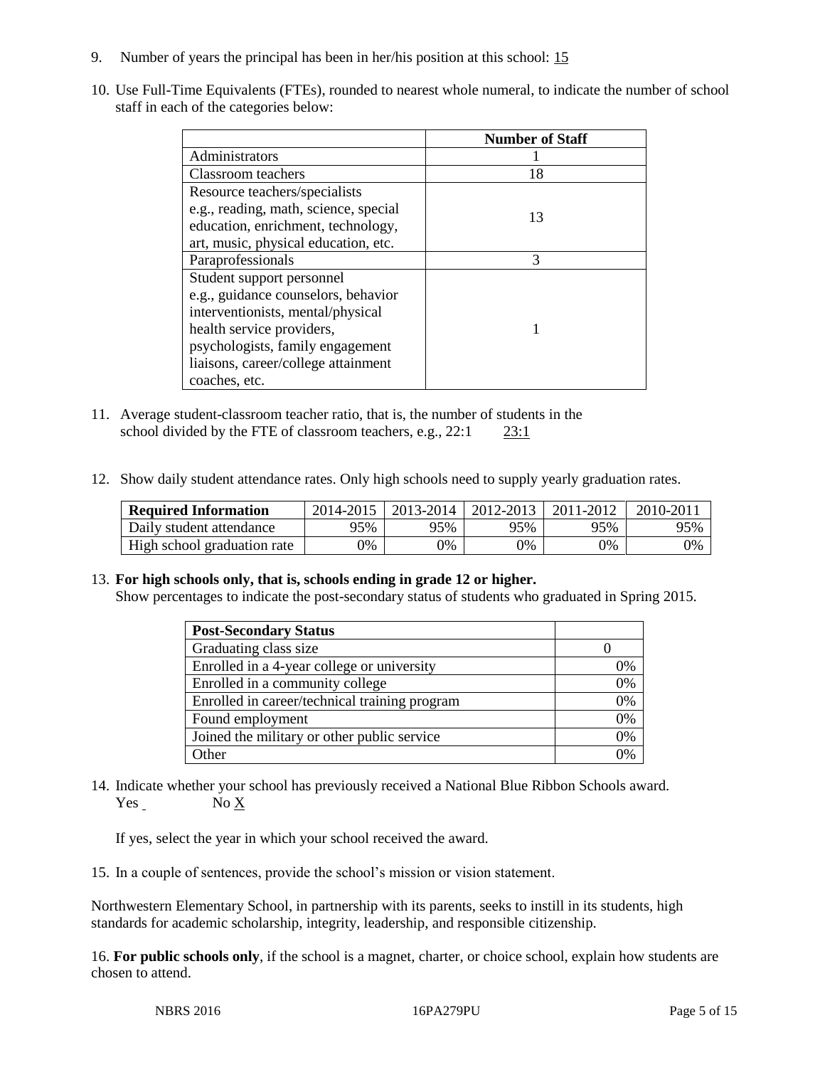9. Number of years the principal has been in her/his position at this school: 15

10. Use Full-Time Equivalents (FTEs), rounded to nearest whole numeral, to indicate the number of school staff in each of the categories below:

| | Number of Staff |
|---|---|
| Administrators | 1 |
| Classroom teachers | 18 |
| Resource teachers/specialists e.g., reading, math, science, special education, enrichment, technology, art, music, physical education, etc. | 13 |
| Paraprofessionals | 3 |
| Student support personnel e.g., guidance counselors, behavior interventionists, mental/physical health service providers, psychologists, family engagement liaisons, career/college attainment coaches, etc. | 1 |

11. Average student-classroom teacher ratio, that is, the number of students in the school divided by the FTE of classroom teachers, e.g., 22:1 23:1

12. Show daily student attendance rates. Only high schools need to supply yearly graduation rates.

| Required Information | 2014-2015 | 2013-2014 | 2012-2013 | 2011-2012 | 2010-2011 |
|---|---|---|---|---|---|
| Daily student attendance | 95% | 95% | 95% | 95% | 95% |
| High school graduation rate | 0% | 0% | 0% | 0% | 0% |

13. **For high schools only, that is, schools ending in grade 12 or higher.**
Show percentages to indicate the post-secondary status of students who graduated in Spring 2015.

| Post-Secondary Status | |
|---|---|
| Graduating class size | 0 |
| Enrolled in a 4-year college or university | 0% |
| Enrolled in a community college | 0% |
| Enrolled in career/technical training program | 0% |
| Found employment | 0% |
| Joined the military or other public service | 0% |
| Other | 0% |

14. Indicate whether your school has previously received a National Blue Ribbon Schools award.
Yes No X

If yes, select the year in which your school received the award.

15. In a couple of sentences, provide the school's mission or vision statement.

Northwestern Elementary School, in partnership with its parents, seeks to instill in its students, high standards for academic scholarship, integrity, leadership, and responsible citizenship.

16. **For public schools only**, if the school is a magnet, charter, or choice school, explain how students are chosen to attend.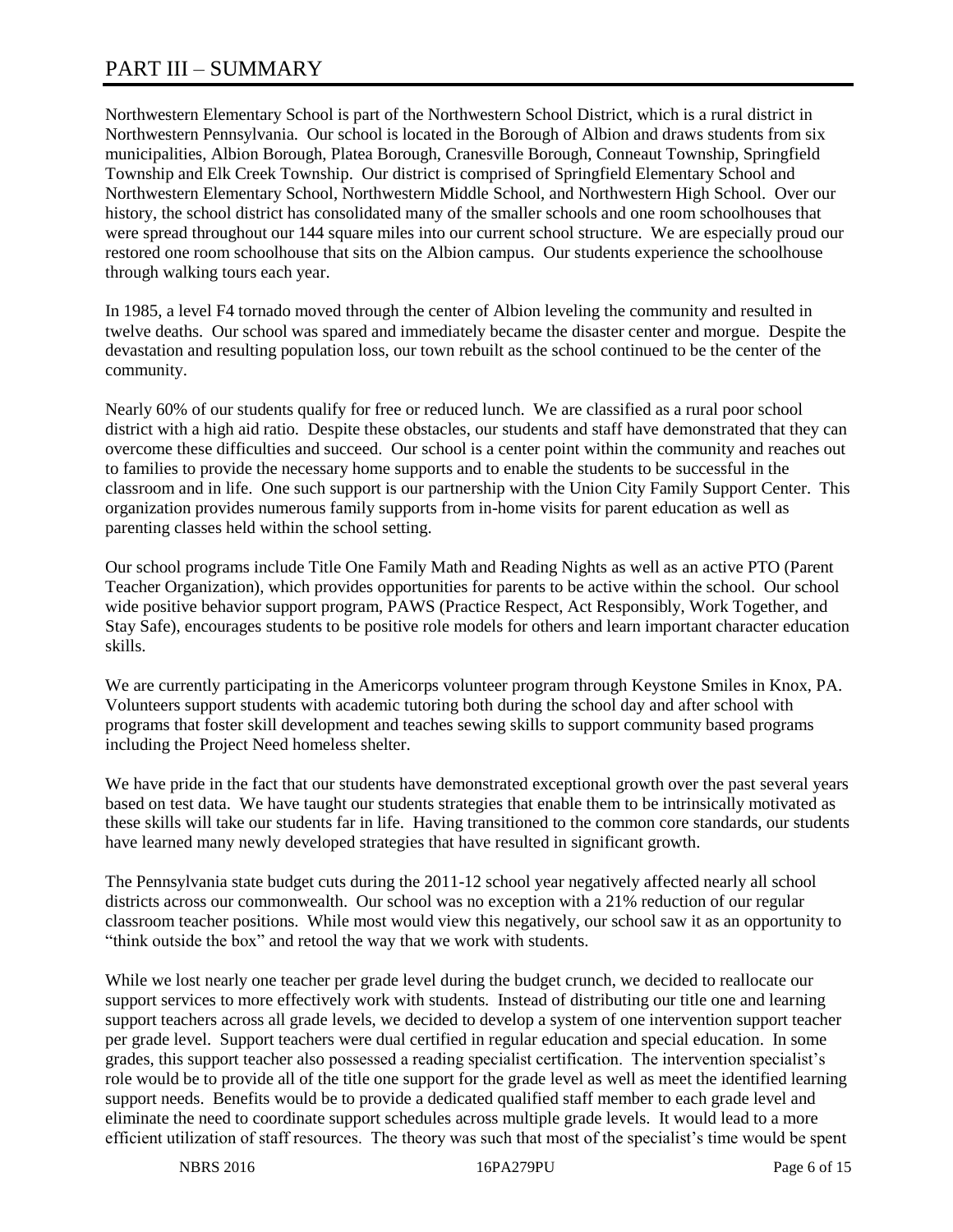# PART III – SUMMARY

Northwestern Elementary School is part of the Northwestern School District, which is a rural district in Northwestern Pennsylvania. Our school is located in the Borough of Albion and draws students from six municipalities, Albion Borough, Platea Borough, Cranesville Borough, Conneaut Township, Springfield Township and Elk Creek Township. Our district is comprised of Springfield Elementary School and Northwestern Elementary School, Northwestern Middle School, and Northwestern High School. Over our history, the school district has consolidated many of the smaller schools and one room schoolhouses that were spread throughout our 144 square miles into our current school structure. We are especially proud our restored one room schoolhouse that sits on the Albion campus. Our students experience the schoolhouse through walking tours each year.

In 1985, a level F4 tornado moved through the center of Albion leveling the community and resulted in twelve deaths. Our school was spared and immediately became the disaster center and morgue. Despite the devastation and resulting population loss, our town rebuilt as the school continued to be the center of the community.

Nearly 60% of our students qualify for free or reduced lunch. We are classified as a rural poor school district with a high aid ratio. Despite these obstacles, our students and staff have demonstrated that they can overcome these difficulties and succeed. Our school is a center point within the community and reaches out to families to provide the necessary home supports and to enable the students to be successful in the classroom and in life. One such support is our partnership with the Union City Family Support Center. This organization provides numerous family supports from in-home visits for parent education as well as parenting classes held within the school setting.

Our school programs include Title One Family Math and Reading Nights as well as an active PTO (Parent Teacher Organization), which provides opportunities for parents to be active within the school. Our school wide positive behavior support program, PAWS (Practice Respect, Act Responsibly, Work Together, and Stay Safe), encourages students to be positive role models for others and learn important character education skills.

We are currently participating in the Americorps volunteer program through Keystone Smiles in Knox, PA. Volunteers support students with academic tutoring both during the school day and after school with programs that foster skill development and teaches sewing skills to support community based programs including the Project Need homeless shelter.

We have pride in the fact that our students have demonstrated exceptional growth over the past several years based on test data. We have taught our students strategies that enable them to be intrinsically motivated as these skills will take our students far in life. Having transitioned to the common core standards, our students have learned many newly developed strategies that have resulted in significant growth.

The Pennsylvania state budget cuts during the 2011-12 school year negatively affected nearly all school districts across our commonwealth. Our school was no exception with a 21% reduction of our regular classroom teacher positions. While most would view this negatively, our school saw it as an opportunity to "think outside the box" and retool the way that we work with students.

While we lost nearly one teacher per grade level during the budget crunch, we decided to reallocate our support services to more effectively work with students. Instead of distributing our title one and learning support teachers across all grade levels, we decided to develop a system of one intervention support teacher per grade level. Support teachers were dual certified in regular education and special education. In some grades, this support teacher also possessed a reading specialist certification. The intervention specialist's role would be to provide all of the title one support for the grade level as well as meet the identified learning support needs. Benefits would be to provide a dedicated qualified staff member to each grade level and eliminate the need to coordinate support schedules across multiple grade levels. It would lead to a more efficient utilization of staff resources. The theory was such that most of the specialist's time would be spent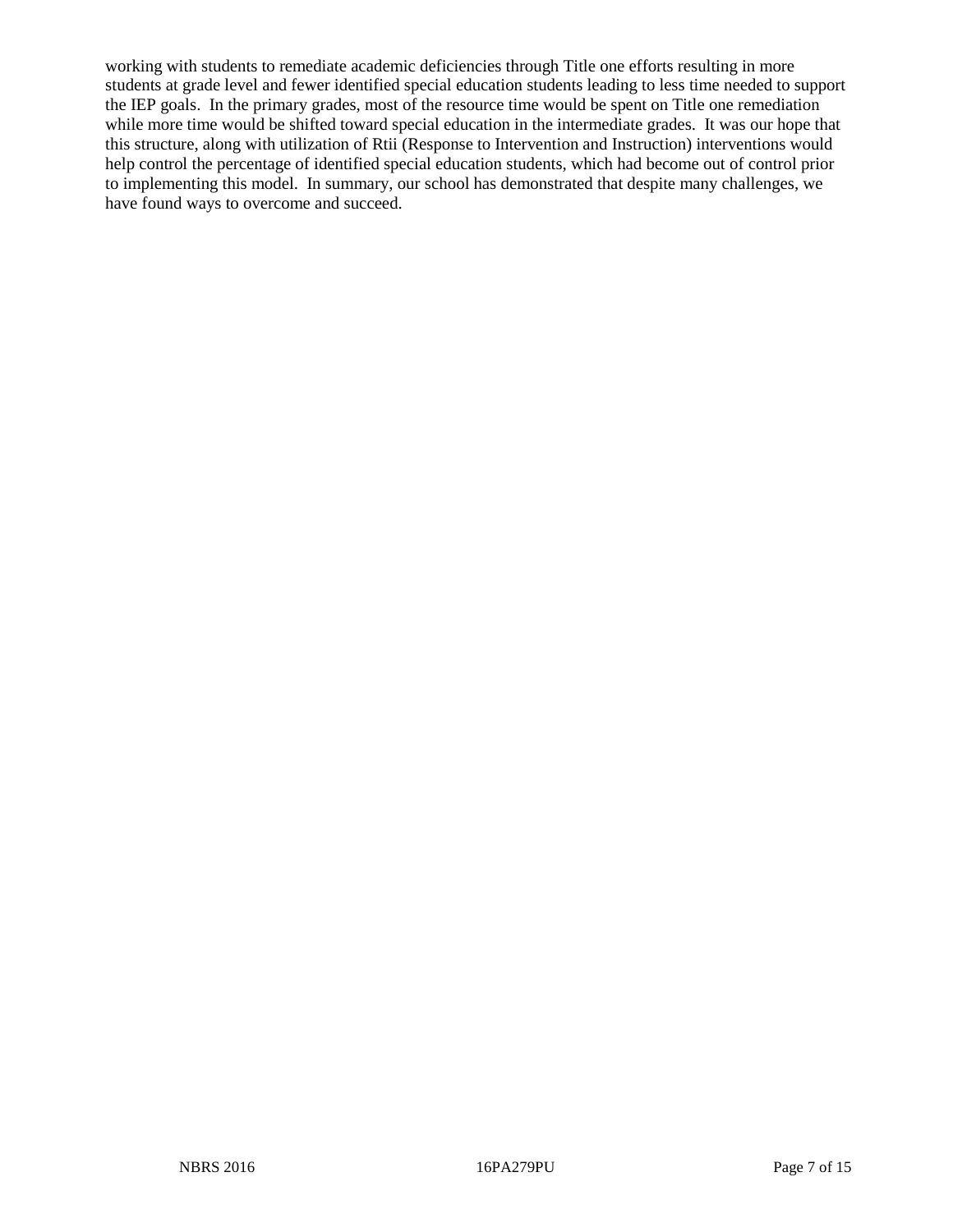working with students to remediate academic deficiencies through Title one efforts resulting in more students at grade level and fewer identified special education students leading to less time needed to support the IEP goals. In the primary grades, most of the resource time would be spent on Title one remediation while more time would be shifted toward special education in the intermediate grades. It was our hope that this structure, along with utilization of Rtii (Response to Intervention and Instruction) interventions would help control the percentage of identified special education students, which had become out of control prior to implementing this model. In summary, our school has demonstrated that despite many challenges, we have found ways to overcome and succeed.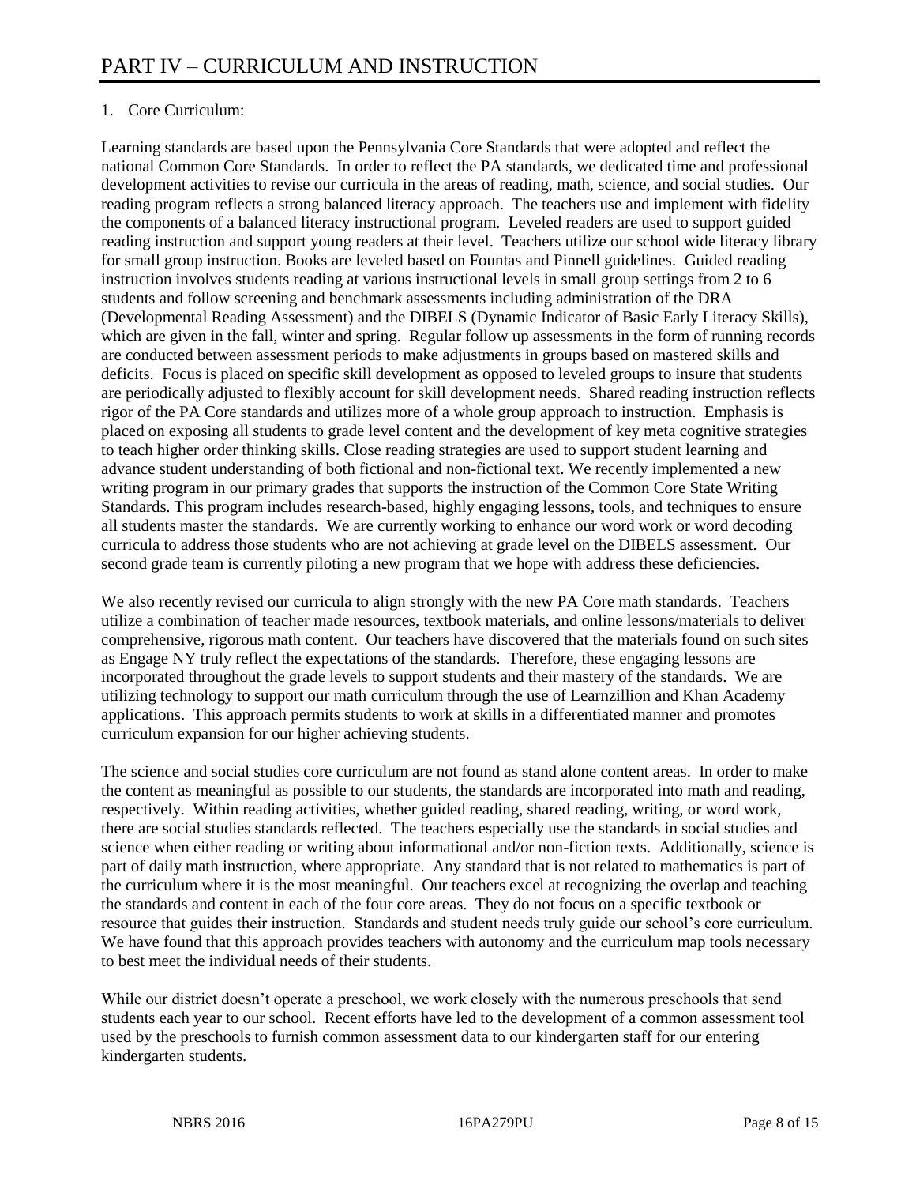# PART IV – CURRICULUM AND INSTRUCTION

1. Core Curriculum:

Learning standards are based upon the Pennsylvania Core Standards that were adopted and reflect the national Common Core Standards. In order to reflect the PA standards, we dedicated time and professional development activities to revise our curricula in the areas of reading, math, science, and social studies. Our reading program reflects a strong balanced literacy approach. The teachers use and implement with fidelity the components of a balanced literacy instructional program. Leveled readers are used to support guided reading instruction and support young readers at their level. Teachers utilize our school wide literacy library for small group instruction. Books are leveled based on Fountas and Pinnell guidelines. Guided reading instruction involves students reading at various instructional levels in small group settings from 2 to 6 students and follow screening and benchmark assessments including administration of the DRA (Developmental Reading Assessment) and the DIBELS (Dynamic Indicator of Basic Early Literacy Skills), which are given in the fall, winter and spring. Regular follow up assessments in the form of running records are conducted between assessment periods to make adjustments in groups based on mastered skills and deficits. Focus is placed on specific skill development as opposed to leveled groups to insure that students are periodically adjusted to flexibly account for skill development needs. Shared reading instruction reflects rigor of the PA Core standards and utilizes more of a whole group approach to instruction. Emphasis is placed on exposing all students to grade level content and the development of key meta cognitive strategies to teach higher order thinking skills. Close reading strategies are used to support student learning and advance student understanding of both fictional and non-fictional text. We recently implemented a new writing program in our primary grades that supports the instruction of the Common Core State Writing Standards. This program includes research-based, highly engaging lessons, tools, and techniques to ensure all students master the standards. We are currently working to enhance our word work or word decoding curricula to address those students who are not achieving at grade level on the DIBELS assessment. Our second grade team is currently piloting a new program that we hope with address these deficiencies.

We also recently revised our curricula to align strongly with the new PA Core math standards. Teachers utilize a combination of teacher made resources, textbook materials, and online lessons/materials to deliver comprehensive, rigorous math content. Our teachers have discovered that the materials found on such sites as Engage NY truly reflect the expectations of the standards. Therefore, these engaging lessons are incorporated throughout the grade levels to support students and their mastery of the standards. We are utilizing technology to support our math curriculum through the use of Learnzillion and Khan Academy applications. This approach permits students to work at skills in a differentiated manner and promotes curriculum expansion for our higher achieving students.

The science and social studies core curriculum are not found as stand alone content areas. In order to make the content as meaningful as possible to our students, the standards are incorporated into math and reading, respectively. Within reading activities, whether guided reading, shared reading, writing, or word work, there are social studies standards reflected. The teachers especially use the standards in social studies and science when either reading or writing about informational and/or non-fiction texts. Additionally, science is part of daily math instruction, where appropriate. Any standard that is not related to mathematics is part of the curriculum where it is the most meaningful. Our teachers excel at recognizing the overlap and teaching the standards and content in each of the four core areas. They do not focus on a specific textbook or resource that guides their instruction. Standards and student needs truly guide our school's core curriculum. We have found that this approach provides teachers with autonomy and the curriculum map tools necessary to best meet the individual needs of their students.

While our district doesn't operate a preschool, we work closely with the numerous preschools that send students each year to our school. Recent efforts have led to the development of a common assessment tool used by the preschools to furnish common assessment data to our kindergarten staff for our entering kindergarten students.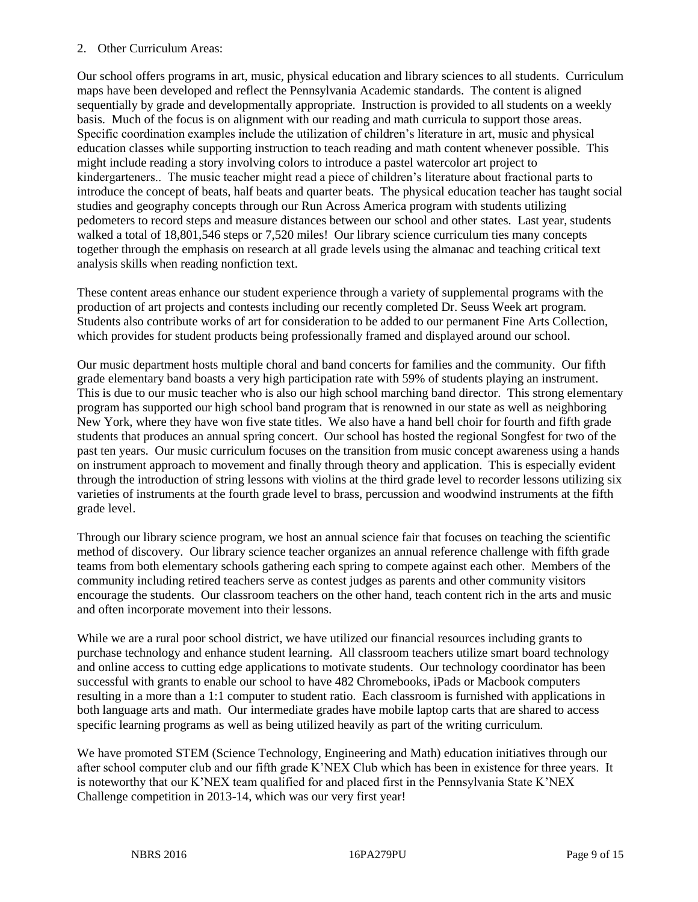2. Other Curriculum Areas:

Our school offers programs in art, music, physical education and library sciences to all students. Curriculum maps have been developed and reflect the Pennsylvania Academic standards. The content is aligned sequentially by grade and developmentally appropriate. Instruction is provided to all students on a weekly basis. Much of the focus is on alignment with our reading and math curricula to support those areas. Specific coordination examples include the utilization of children's literature in art, music and physical education classes while supporting instruction to teach reading and math content whenever possible. This might include reading a story involving colors to introduce a pastel watercolor art project to kindergarteners.. The music teacher might read a piece of children's literature about fractional parts to introduce the concept of beats, half beats and quarter beats. The physical education teacher has taught social studies and geography concepts through our Run Across America program with students utilizing pedometers to record steps and measure distances between our school and other states. Last year, students walked a total of 18,801,546 steps or 7,520 miles! Our library science curriculum ties many concepts together through the emphasis on research at all grade levels using the almanac and teaching critical text analysis skills when reading nonfiction text.

These content areas enhance our student experience through a variety of supplemental programs with the production of art projects and contests including our recently completed Dr. Seuss Week art program. Students also contribute works of art for consideration to be added to our permanent Fine Arts Collection, which provides for student products being professionally framed and displayed around our school.

Our music department hosts multiple choral and band concerts for families and the community. Our fifth grade elementary band boasts a very high participation rate with 59% of students playing an instrument. This is due to our music teacher who is also our high school marching band director. This strong elementary program has supported our high school band program that is renowned in our state as well as neighboring New York, where they have won five state titles. We also have a hand bell choir for fourth and fifth grade students that produces an annual spring concert. Our school has hosted the regional Songfest for two of the past ten years. Our music curriculum focuses on the transition from music concept awareness using a hands on instrument approach to movement and finally through theory and application. This is especially evident through the introduction of string lessons with violins at the third grade level to recorder lessons utilizing six varieties of instruments at the fourth grade level to brass, percussion and woodwind instruments at the fifth grade level.

Through our library science program, we host an annual science fair that focuses on teaching the scientific method of discovery. Our library science teacher organizes an annual reference challenge with fifth grade teams from both elementary schools gathering each spring to compete against each other. Members of the community including retired teachers serve as contest judges as parents and other community visitors encourage the students. Our classroom teachers on the other hand, teach content rich in the arts and music and often incorporate movement into their lessons.

While we are a rural poor school district, we have utilized our financial resources including grants to purchase technology and enhance student learning. All classroom teachers utilize smart board technology and online access to cutting edge applications to motivate students. Our technology coordinator has been successful with grants to enable our school to have 482 Chromebooks, iPads or Macbook computers resulting in a more than a 1:1 computer to student ratio. Each classroom is furnished with applications in both language arts and math. Our intermediate grades have mobile laptop carts that are shared to access specific learning programs as well as being utilized heavily as part of the writing curriculum.

We have promoted STEM (Science Technology, Engineering and Math) education initiatives through our after school computer club and our fifth grade K'NEX Club which has been in existence for three years. It is noteworthy that our K'NEX team qualified for and placed first in the Pennsylvania State K'NEX Challenge competition in 2013-14, which was our very first year!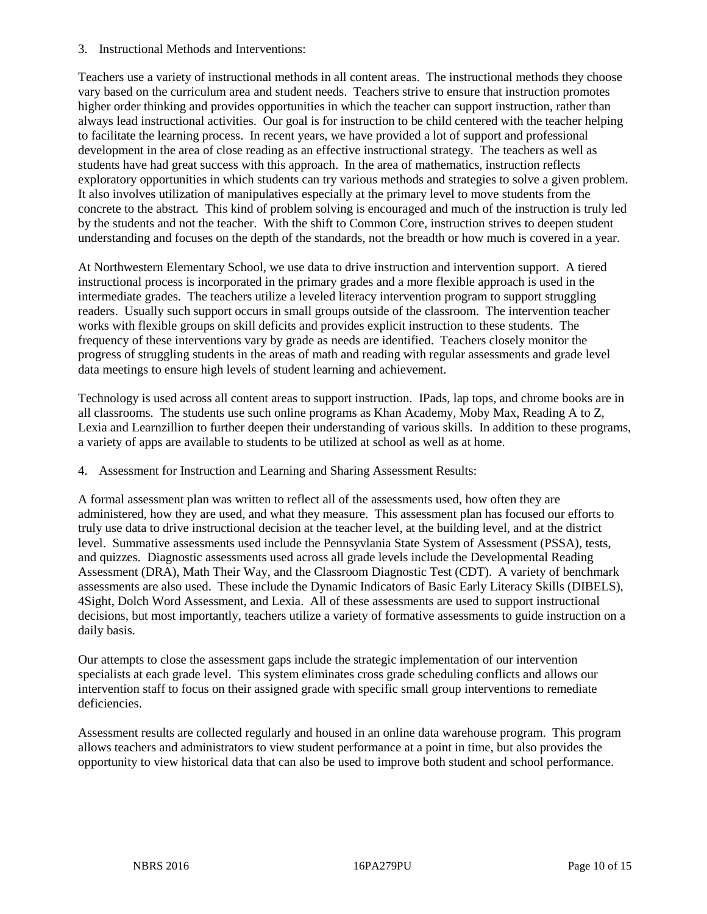3. Instructional Methods and Interventions:

Teachers use a variety of instructional methods in all content areas. The instructional methods they choose vary based on the curriculum area and student needs. Teachers strive to ensure that instruction promotes higher order thinking and provides opportunities in which the teacher can support instruction, rather than always lead instructional activities. Our goal is for instruction to be child centered with the teacher helping to facilitate the learning process. In recent years, we have provided a lot of support and professional development in the area of close reading as an effective instructional strategy. The teachers as well as students have had great success with this approach. In the area of mathematics, instruction reflects exploratory opportunities in which students can try various methods and strategies to solve a given problem. It also involves utilization of manipulatives especially at the primary level to move students from the concrete to the abstract. This kind of problem solving is encouraged and much of the instruction is truly led by the students and not the teacher. With the shift to Common Core, instruction strives to deepen student understanding and focuses on the depth of the standards, not the breadth or how much is covered in a year.

At Northwestern Elementary School, we use data to drive instruction and intervention support. A tiered instructional process is incorporated in the primary grades and a more flexible approach is used in the intermediate grades. The teachers utilize a leveled literacy intervention program to support struggling readers. Usually such support occurs in small groups outside of the classroom. The intervention teacher works with flexible groups on skill deficits and provides explicit instruction to these students. The frequency of these interventions vary by grade as needs are identified. Teachers closely monitor the progress of struggling students in the areas of math and reading with regular assessments and grade level data meetings to ensure high levels of student learning and achievement.

Technology is used across all content areas to support instruction. IPads, lap tops, and chrome books are in all classrooms. The students use such online programs as Khan Academy, Moby Max, Reading A to Z, Lexia and Learnzillion to further deepen their understanding of various skills. In addition to these programs, a variety of apps are available to students to be utilized at school as well as at home.

4. Assessment for Instruction and Learning and Sharing Assessment Results:

A formal assessment plan was written to reflect all of the assessments used, how often they are administered, how they are used, and what they measure. This assessment plan has focused our efforts to truly use data to drive instructional decision at the teacher level, at the building level, and at the district level. Summative assessments used include the Pennsyvlania State System of Assessment (PSSA), tests, and quizzes. Diagnostic assessments used across all grade levels include the Developmental Reading Assessment (DRA), Math Their Way, and the Classroom Diagnostic Test (CDT). A variety of benchmark assessments are also used. These include the Dynamic Indicators of Basic Early Literacy Skills (DIBELS), 4Sight, Dolch Word Assessment, and Lexia. All of these assessments are used to support instructional decisions, but most importantly, teachers utilize a variety of formative assessments to guide instruction on a daily basis.

Our attempts to close the assessment gaps include the strategic implementation of our intervention specialists at each grade level. This system eliminates cross grade scheduling conflicts and allows our intervention staff to focus on their assigned grade with specific small group interventions to remediate deficiencies.

Assessment results are collected regularly and housed in an online data warehouse program. This program allows teachers and administrators to view student performance at a point in time, but also provides the opportunity to view historical data that can also be used to improve both student and school performance.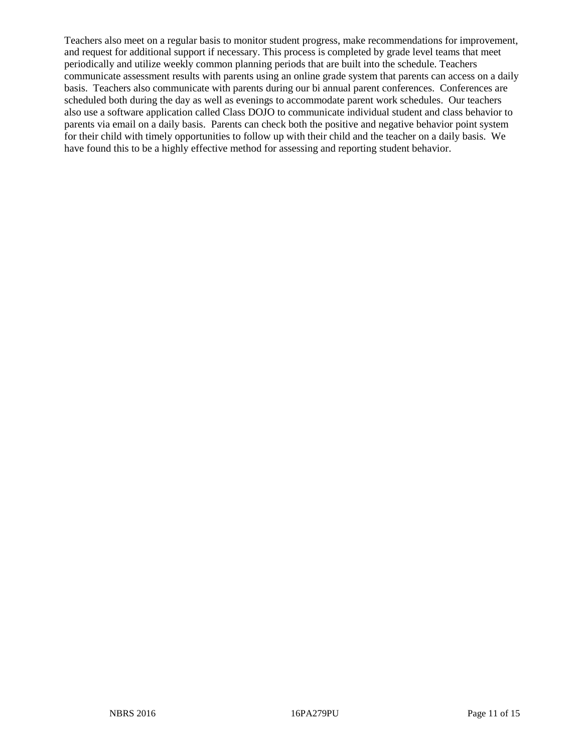Teachers also meet on a regular basis to monitor student progress, make recommendations for improvement, and request for additional support if necessary. This process is completed by grade level teams that meet periodically and utilize weekly common planning periods that are built into the schedule. Teachers communicate assessment results with parents using an online grade system that parents can access on a daily basis. Teachers also communicate with parents during our bi annual parent conferences. Conferences are scheduled both during the day as well as evenings to accommodate parent work schedules. Our teachers also use a software application called Class DOJO to communicate individual student and class behavior to parents via email on a daily basis. Parents can check both the positive and negative behavior point system for their child with timely opportunities to follow up with their child and the teacher on a daily basis. We have found this to be a highly effective method for assessing and reporting student behavior.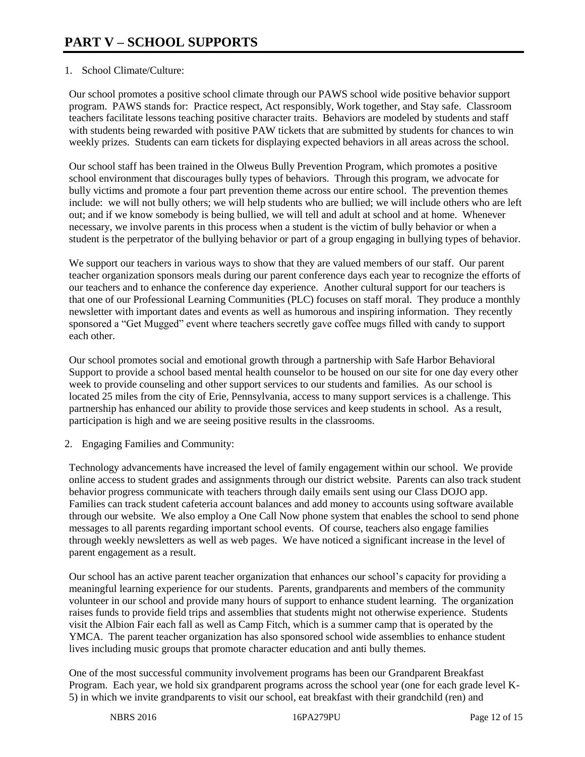# PART V – SCHOOL SUPPORTS

1. School Climate/Culture:

Our school promotes a positive school climate through our PAWS school wide positive behavior support program. PAWS stands for: Practice respect, Act responsibly, Work together, and Stay safe. Classroom teachers facilitate lessons teaching positive character traits. Behaviors are modeled by students and staff with students being rewarded with positive PAW tickets that are submitted by students for chances to win weekly prizes. Students can earn tickets for displaying expected behaviors in all areas across the school.

Our school staff has been trained in the Olweus Bully Prevention Program, which promotes a positive school environment that discourages bully types of behaviors. Through this program, we advocate for bully victims and promote a four part prevention theme across our entire school. The prevention themes include: we will not bully others; we will help students who are bullied; we will include others who are left out; and if we know somebody is being bullied, we will tell and adult at school and at home. Whenever necessary, we involve parents in this process when a student is the victim of bully behavior or when a student is the perpetrator of the bullying behavior or part of a group engaging in bullying types of behavior.

We support our teachers in various ways to show that they are valued members of our staff. Our parent teacher organization sponsors meals during our parent conference days each year to recognize the efforts of our teachers and to enhance the conference day experience. Another cultural support for our teachers is that one of our Professional Learning Communities (PLC) focuses on staff moral. They produce a monthly newsletter with important dates and events as well as humorous and inspiring information. They recently sponsored a "Get Mugged" event where teachers secretly gave coffee mugs filled with candy to support each other.

Our school promotes social and emotional growth through a partnership with Safe Harbor Behavioral Support to provide a school based mental health counselor to be housed on our site for one day every other week to provide counseling and other support services to our students and families. As our school is located 25 miles from the city of Erie, Pennsylvania, access to many support services is a challenge. This partnership has enhanced our ability to provide those services and keep students in school. As a result, participation is high and we are seeing positive results in the classrooms.

2. Engaging Families and Community:

Technology advancements have increased the level of family engagement within our school. We provide online access to student grades and assignments through our district website. Parents can also track student behavior progress communicate with teachers through daily emails sent using our Class DOJO app. Families can track student cafeteria account balances and add money to accounts using software available through our website. We also employ a One Call Now phone system that enables the school to send phone messages to all parents regarding important school events. Of course, teachers also engage families through weekly newsletters as well as web pages. We have noticed a significant increase in the level of parent engagement as a result.

Our school has an active parent teacher organization that enhances our school's capacity for providing a meaningful learning experience for our students. Parents, grandparents and members of the community volunteer in our school and provide many hours of support to enhance student learning. The organization raises funds to provide field trips and assemblies that students might not otherwise experience. Students visit the Albion Fair each fall as well as Camp Fitch, which is a summer camp that is operated by the YMCA. The parent teacher organization has also sponsored school wide assemblies to enhance student lives including music groups that promote character education and anti bully themes.

One of the most successful community involvement programs has been our Grandparent Breakfast Program. Each year, we hold six grandparent programs across the school year (one for each grade level K-5) in which we invite grandparents to visit our school, eat breakfast with their grandchild (ren) and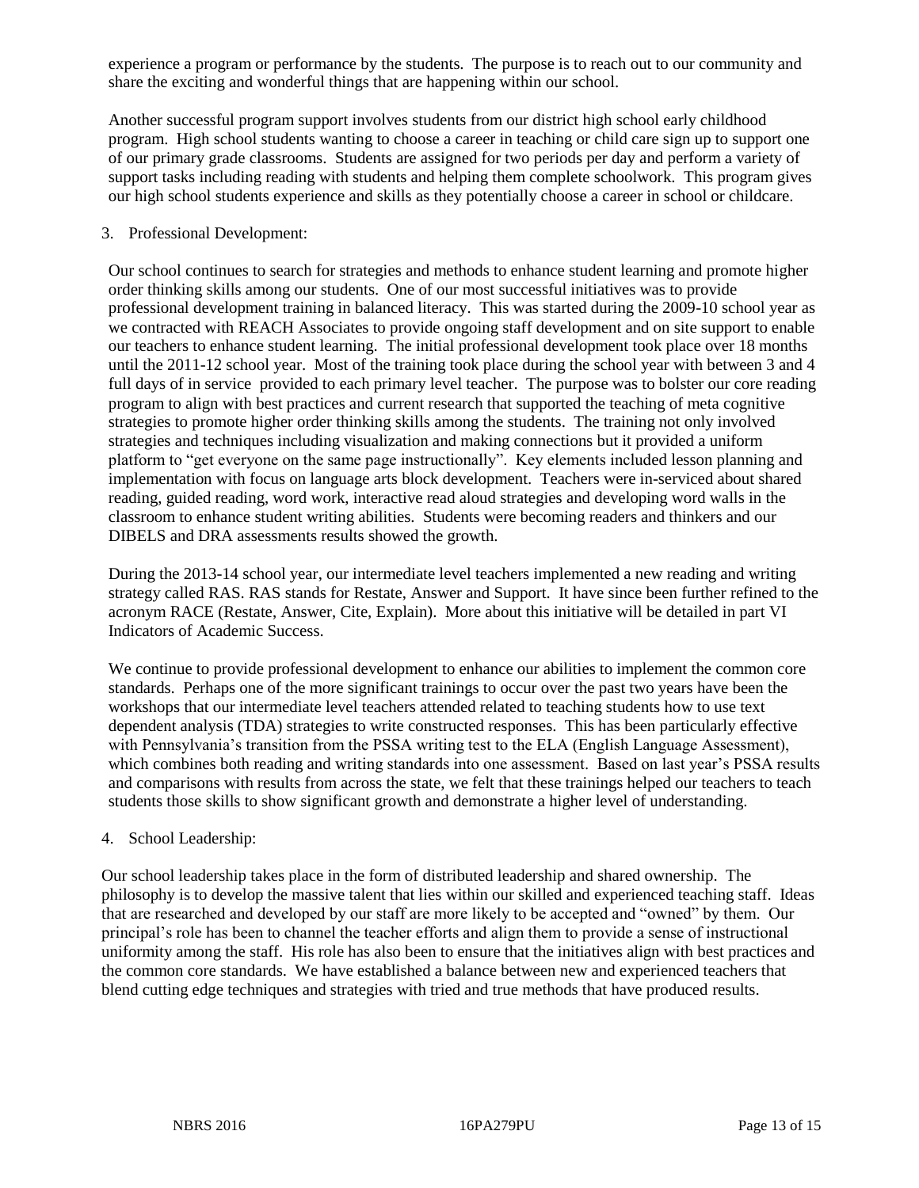experience a program or performance by the students. The purpose is to reach out to our community and share the exciting and wonderful things that are happening within our school.

Another successful program support involves students from our district high school early childhood program. High school students wanting to choose a career in teaching or child care sign up to support one of our primary grade classrooms. Students are assigned for two periods per day and perform a variety of support tasks including reading with students and helping them complete schoolwork. This program gives our high school students experience and skills as they potentially choose a career in school or childcare.

3. Professional Development:

Our school continues to search for strategies and methods to enhance student learning and promote higher order thinking skills among our students. One of our most successful initiatives was to provide professional development training in balanced literacy. This was started during the 2009-10 school year as we contracted with REACH Associates to provide ongoing staff development and on site support to enable our teachers to enhance student learning. The initial professional development took place over 18 months until the 2011-12 school year. Most of the training took place during the school year with between 3 and 4 full days of in service provided to each primary level teacher. The purpose was to bolster our core reading program to align with best practices and current research that supported the teaching of meta cognitive strategies to promote higher order thinking skills among the students. The training not only involved strategies and techniques including visualization and making connections but it provided a uniform platform to "get everyone on the same page instructionally". Key elements included lesson planning and implementation with focus on language arts block development. Teachers were in-serviced about shared reading, guided reading, word work, interactive read aloud strategies and developing word walls in the classroom to enhance student writing abilities. Students were becoming readers and thinkers and our DIBELS and DRA assessments results showed the growth.

During the 2013-14 school year, our intermediate level teachers implemented a new reading and writing strategy called RAS. RAS stands for Restate, Answer and Support. It have since been further refined to the acronym RACE (Restate, Answer, Cite, Explain). More about this initiative will be detailed in part VI Indicators of Academic Success.

We continue to provide professional development to enhance our abilities to implement the common core standards. Perhaps one of the more significant trainings to occur over the past two years have been the workshops that our intermediate level teachers attended related to teaching students how to use text dependent analysis (TDA) strategies to write constructed responses. This has been particularly effective with Pennsylvania's transition from the PSSA writing test to the ELA (English Language Assessment), which combines both reading and writing standards into one assessment. Based on last year's PSSA results and comparisons with results from across the state, we felt that these trainings helped our teachers to teach students those skills to show significant growth and demonstrate a higher level of understanding.

4. School Leadership:

Our school leadership takes place in the form of distributed leadership and shared ownership. The philosophy is to develop the massive talent that lies within our skilled and experienced teaching staff. Ideas that are researched and developed by our staff are more likely to be accepted and "owned" by them. Our principal's role has been to channel the teacher efforts and align them to provide a sense of instructional uniformity among the staff. His role has also been to ensure that the initiatives align with best practices and the common core standards. We have established a balance between new and experienced teachers that blend cutting edge techniques and strategies with tried and true methods that have produced results.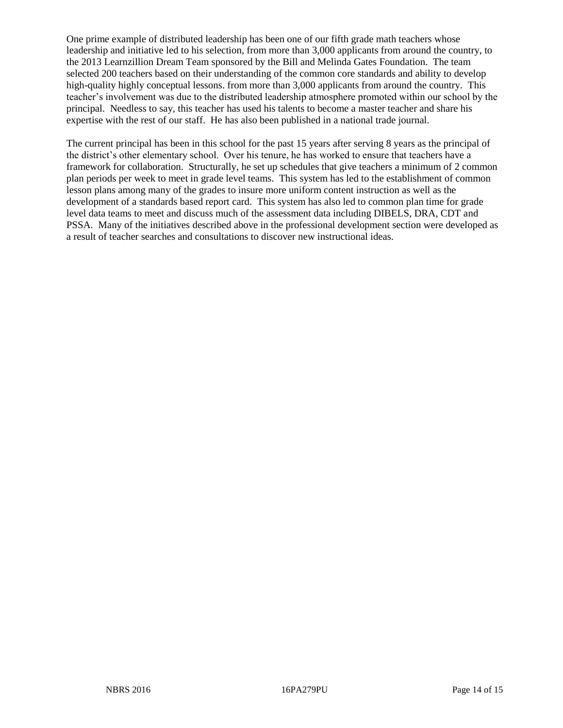One prime example of distributed leadership has been one of our fifth grade math teachers whose leadership and initiative led to his selection, from more than 3,000 applicants from around the country, to the 2013 Learnzillion Dream Team sponsored by the Bill and Melinda Gates Foundation. The team selected 200 teachers based on their understanding of the common core standards and ability to develop high-quality highly conceptual lessons. from more than 3,000 applicants from around the country. This teacher's involvement was due to the distributed leadership atmosphere promoted within our school by the principal. Needless to say, this teacher has used his talents to become a master teacher and share his expertise with the rest of our staff. He has also been published in a national trade journal.

The current principal has been in this school for the past 15 years after serving 8 years as the principal of the district's other elementary school. Over his tenure, he has worked to ensure that teachers have a framework for collaboration. Structurally, he set up schedules that give teachers a minimum of 2 common plan periods per week to meet in grade level teams. This system has led to the establishment of common lesson plans among many of the grades to insure more uniform content instruction as well as the development of a standards based report card. This system has also led to common plan time for grade level data teams to meet and discuss much of the assessment data including DIBELS, DRA, CDT and PSSA. Many of the initiatives described above in the professional development section were developed as a result of teacher searches and consultations to discover new instructional ideas.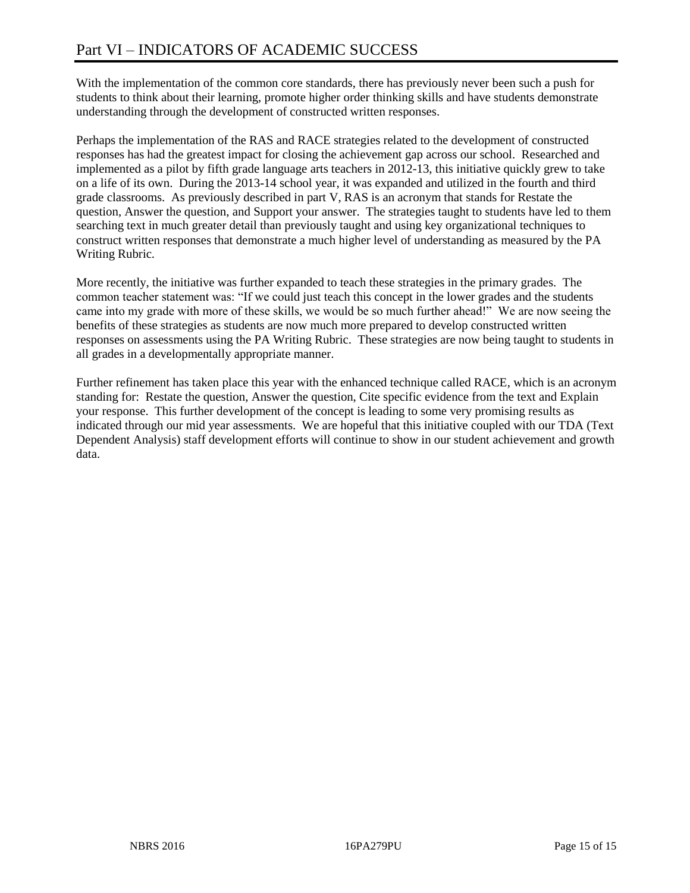# Part VI – INDICATORS OF ACADEMIC SUCCESS

With the implementation of the common core standards, there has previously never been such a push for students to think about their learning, promote higher order thinking skills and have students demonstrate understanding through the development of constructed written responses.

Perhaps the implementation of the RAS and RACE strategies related to the development of constructed responses has had the greatest impact for closing the achievement gap across our school. Researched and implemented as a pilot by fifth grade language arts teachers in 2012-13, this initiative quickly grew to take on a life of its own. During the 2013-14 school year, it was expanded and utilized in the fourth and third grade classrooms. As previously described in part V, RAS is an acronym that stands for Restate the question, Answer the question, and Support your answer. The strategies taught to students have led to them searching text in much greater detail than previously taught and using key organizational techniques to construct written responses that demonstrate a much higher level of understanding as measured by the PA Writing Rubric.

More recently, the initiative was further expanded to teach these strategies in the primary grades. The common teacher statement was: "If we could just teach this concept in the lower grades and the students came into my grade with more of these skills, we would be so much further ahead!" We are now seeing the benefits of these strategies as students are now much more prepared to develop constructed written responses on assessments using the PA Writing Rubric. These strategies are now being taught to students in all grades in a developmentally appropriate manner.

Further refinement has taken place this year with the enhanced technique called RACE, which is an acronym standing for: Restate the question, Answer the question, Cite specific evidence from the text and Explain your response. This further development of the concept is leading to some very promising results as indicated through our mid year assessments. We are hopeful that this initiative coupled with our TDA (Text Dependent Analysis) staff development efforts will continue to show in our student achievement and growth data.